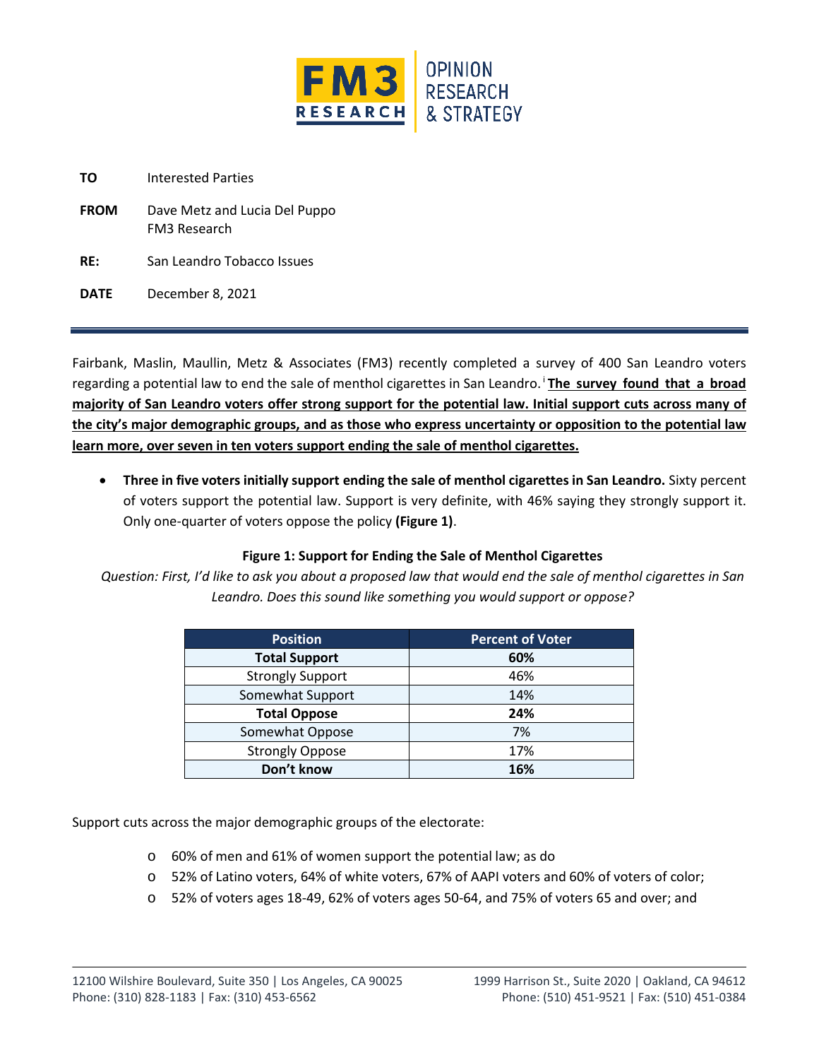| | |
|---|---|
| **TO** | Interested Parties |
| **FROM** | Dave Metz and Lucia Del Puppo<br>FM3 Research |
| **RE:** | San Leandro Tobacco Issues |
| **DATE** | December 8, 2021 |

Fairbank, Maslin, Maullin, Metz & Associates (FM3) recently completed a survey of 400 San Leandro voters regarding a potential law to end the sale of menthol cigarettes in San Leandro.[i] **The survey found that a broad majority of San Leandro voters offer strong support for the potential law. Initial support cuts across many of the city's major demographic groups, and as those who express uncertainty or opposition to the potential law learn more, over seven in ten voters support ending the sale of menthol cigarettes.**

- **Three in five voters initially support ending the sale of menthol cigarettes in San Leandro.** Sixty percent of voters support the potential law. Support is very definite, with 46% saying they strongly support it. Only one-quarter of voters oppose the policy **(Figure 1)**.

**Figure 1: Support for Ending the Sale of Menthol Cigarettes**

*Question: First, I'd like to ask you about a proposed law that would end the sale of menthol cigarettes in San Leandro. Does this sound like something you would support or oppose?*

| Position | Percent of Voter |
|---|---|
| **Total Support** | **60%** |
| Strongly Support | 46% |
| Somewhat Support | 14% |
| **Total Oppose** | **24%** |
| Somewhat Oppose | 7% |
| Strongly Oppose | 17% |
| **Don't know** | **16%** |

Support cuts across the major demographic groups of the electorate:

- 60% of men and 61% of women support the potential law; as do
- 52% of Latino voters, 64% of white voters, 67% of AAPI voters and 60% of voters of color;
- 52% of voters ages 18-49, 62% of voters ages 50-64, and 75% of voters 65 and over; and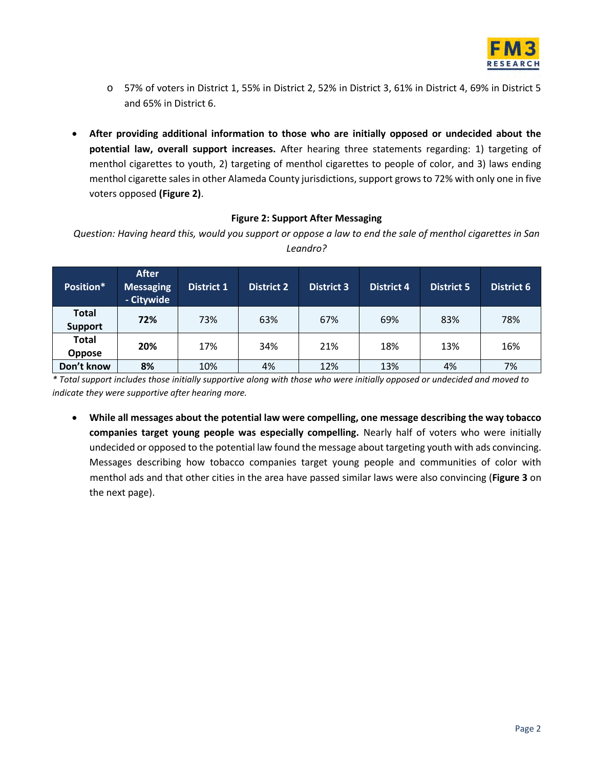- 57% of voters in District 1, 55% in District 2, 52% in District 3, 61% in District 4, 69% in District 5 and 65% in District 6.

- **After providing additional information to those who are initially opposed or undecided about the potential law, overall support increases.** After hearing three statements regarding: 1) targeting of menthol cigarettes to youth, 2) targeting of menthol cigarettes to people of color, and 3) laws ending menthol cigarette sales in other Alameda County jurisdictions, support grows to 72% with only one in five voters opposed **(Figure 2)**.

**Figure 2: Support After Messaging**

*Question: Having heard this, would you support or oppose a law to end the sale of menthol cigarettes in San Leandro?*

| Position* | After Messaging - Citywide | District 1 | District 2 | District 3 | District 4 | District 5 | District 6 |
|---|---|---|---|---|---|---|---|
| **Total Support** | **72%** | 73% | 63% | 67% | 69% | 83% | 78% |
| **Total Oppose** | **20%** | 17% | 34% | 21% | 18% | 13% | 16% |
| **Don't know** | **8%** | 10% | 4% | 12% | 13% | 4% | 7% |

*\* Total support includes those initially supportive along with those who were initially opposed or undecided and moved to indicate they were supportive after hearing more.*

- **While all messages about the potential law were compelling, one message describing the way tobacco companies target young people was especially compelling.** Nearly half of voters who were initially undecided or opposed to the potential law found the message about targeting youth with ads convincing. Messages describing how tobacco companies target young people and communities of color with menthol ads and that other cities in the area have passed similar laws were also convincing (**Figure 3** on the next page).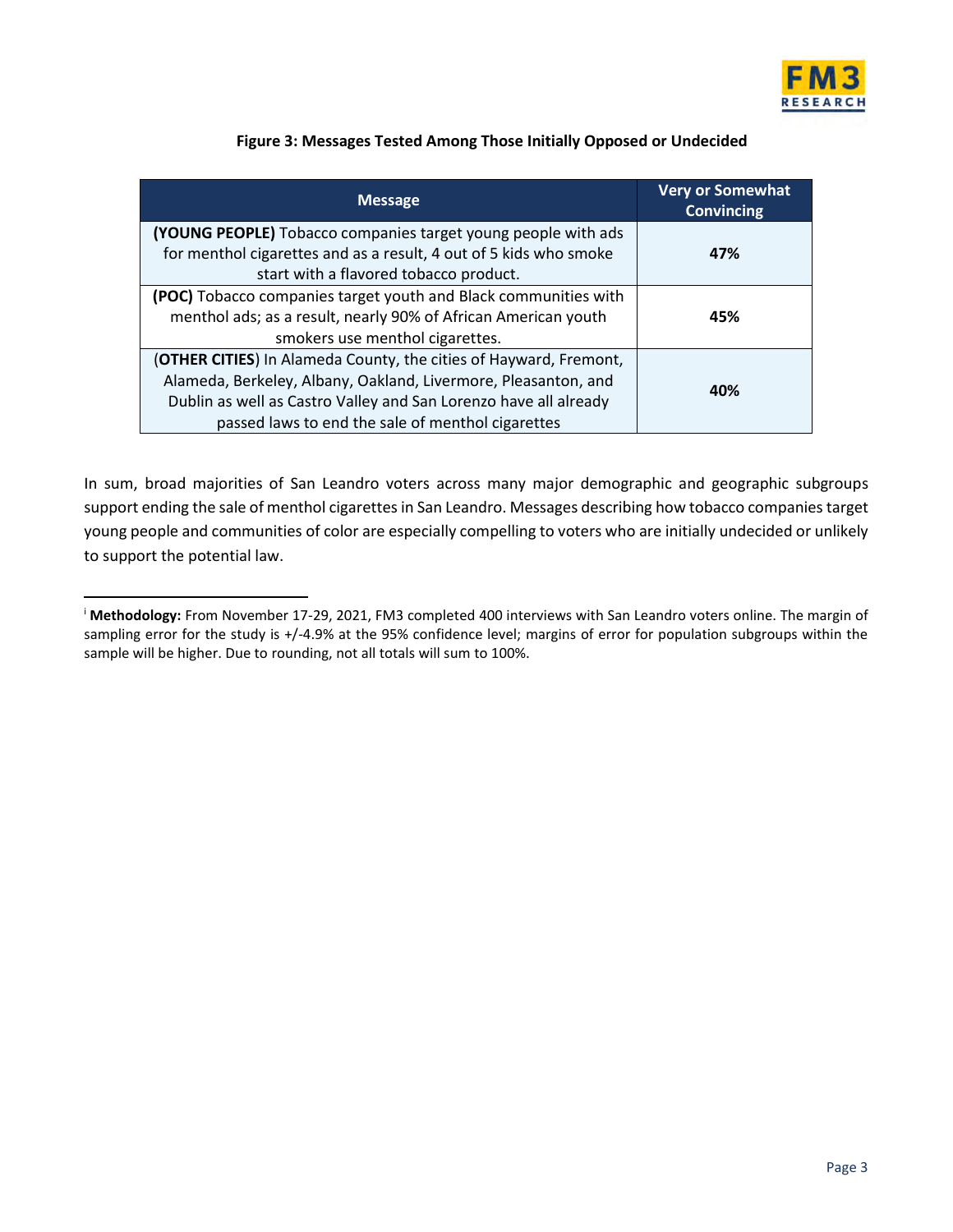**Figure 3: Messages Tested Among Those Initially Opposed or Undecided**

| Message | Very or Somewhat Convincing |
| --- | --- |
| **(YOUNG PEOPLE)** Tobacco companies target young people with ads for menthol cigarettes and as a result, 4 out of 5 kids who smoke start with a flavored tobacco product. | **47%** |
| **(POC)** Tobacco companies target youth and Black communities with menthol ads; as a result, nearly 90% of African American youth smokers use menthol cigarettes. | **45%** |
| (**OTHER CITIES**) In Alameda County, the cities of Hayward, Fremont, Alameda, Berkeley, Albany, Oakland, Livermore, Pleasanton, and Dublin as well as Castro Valley and San Lorenzo have all already passed laws to end the sale of menthol cigarettes | **40%** |

In sum, broad majorities of San Leandro voters across many major demographic and geographic subgroups support ending the sale of menthol cigarettes in San Leandro. Messages describing how tobacco companies target young people and communities of color are especially compelling to voters who are initially undecided or unlikely to support the potential law.

---

[i] **Methodology:** From November 17-29, 2021, FM3 completed 400 interviews with San Leandro voters online. The margin of sampling error for the study is +/-4.9% at the 95% confidence level; margins of error for population subgroups within the sample will be higher. Due to rounding, not all totals will sum to 100%.